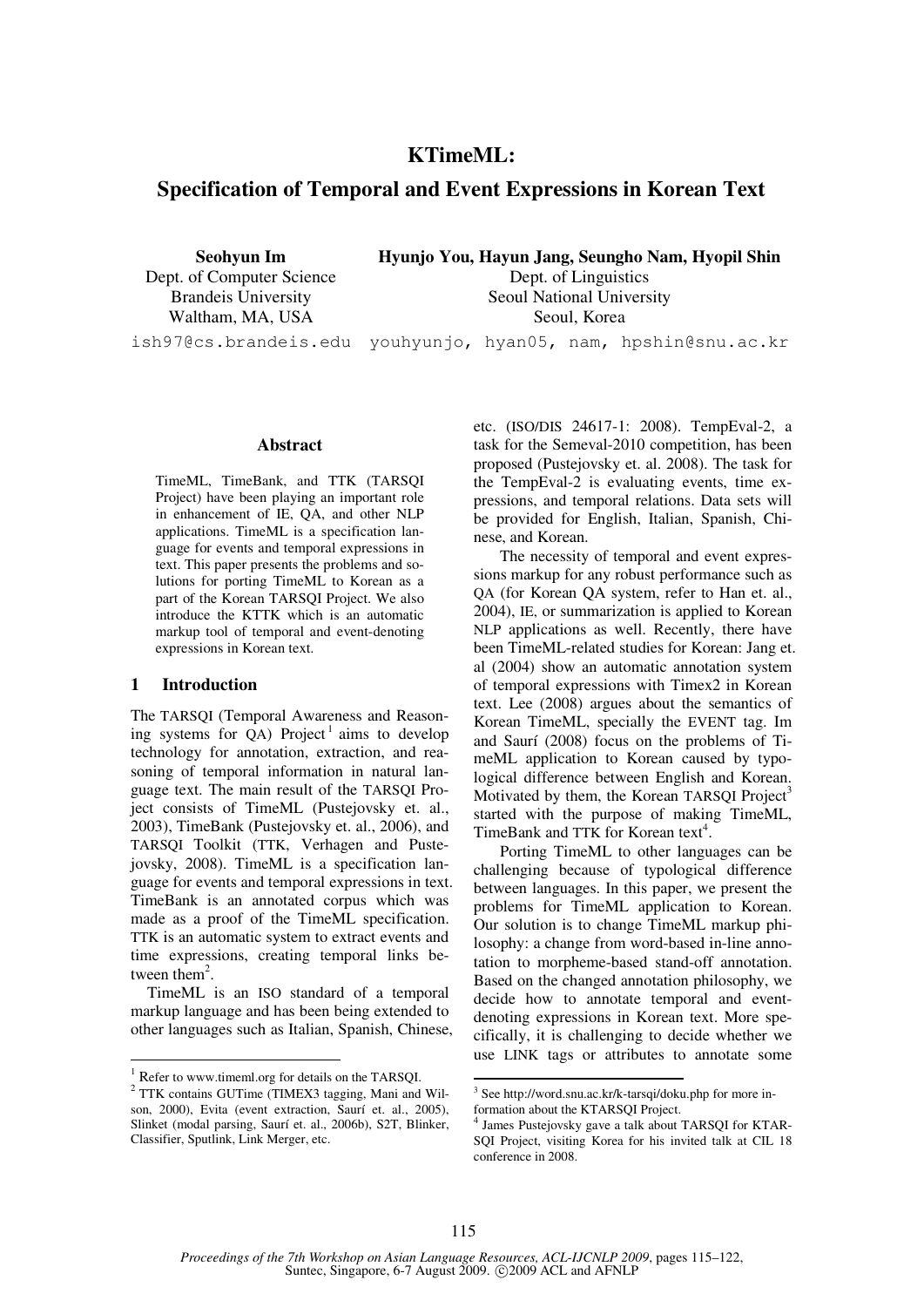# KTimeML: Specification of Temporal and Event Expressions in Korean Text

**Seohyun Im**
Dept. of Computer Science
Brandeis University
Waltham, MA, USA
ish97@cs.brandeis.edu

**Hyunjo You, Hayun Jang, Seungho Nam, Hyopil Shin**
Dept. of Linguistics
Seoul National University
Seoul, Korea
youhyunjo, hyan05, nam, hpshin@snu.ac.kr

## Abstract

TimeML, TimeBank, and TTK (TARSQI Project) have been playing an important role in enhancement of IE, QA, and other NLP applications. TimeML is a specification language for events and temporal expressions in text. This paper presents the problems and solutions for porting TimeML to Korean as a part of the Korean TARSQI Project. We also introduce the KTTK which is an automatic markup tool of temporal and event-denoting expressions in Korean text.

## 1 Introduction

The TARSQI (Temporal Awareness and Reasoning systems for QA) Project[1] aims to develop technology for annotation, extraction, and reasoning of temporal information in natural language text. The main result of the TARSQI Project consists of TimeML (Pustejovsky et. al., 2003), TimeBank (Pustejovsky et. al., 2006), and TARSQI Toolkit (TTK, Verhagen and Pustejovsky, 2008). TimeML is a specification language for events and temporal expressions in text. TimeBank is an annotated corpus which was made as a proof of the TimeML specification. TTK is an automatic system to extract events and time expressions, creating temporal links between them[2].

TimeML is an ISO standard of a temporal markup language and has been being extended to other languages such as Italian, Spanish, Chinese, etc. (ISO/DIS 24617-1: 2008). TempEval-2, a task for the Semeval-2010 competition, has been proposed (Pustejovsky et. al. 2008). The task for the TempEval-2 is evaluating events, time expressions, and temporal relations. Data sets will be provided for English, Italian, Spanish, Chinese, and Korean.

The necessity of temporal and event expressions markup for any robust performance such as QA (for Korean QA system, refer to Han et. al., 2004), IE, or summarization is applied to Korean NLP applications as well. Recently, there have been TimeML-related studies for Korean: Jang et. al (2004) show an automatic annotation system of temporal expressions with Timex2 in Korean text. Lee (2008) argues about the semantics of Korean TimeML, specially the EVENT tag. Im and Saurí (2008) focus on the problems of TimeML application to Korean caused by typological difference between English and Korean. Motivated by them, the Korean TARSQI Project[3] started with the purpose of making TimeML, TimeBank and TTK for Korean text[4].

Porting TimeML to other languages can be challenging because of typological difference between languages. In this paper, we present the problems for TimeML application to Korean. Our solution is to change TimeML markup philosophy: a change from word-based in-line annotation to morpheme-based stand-off annotation. Based on the changed annotation philosophy, we decide how to annotate temporal and event-denoting expressions in Korean text. More specifically, it is challenging to decide whether we use LINK tags or attributes to annotate some

---

[1] Refer to www.timeml.org for details on the TARSQI.

[2] TTK contains GUTime (TIMEX3 tagging, Mani and Wilson, 2000), Evita (event extraction, Saurí et. al., 2005), Slinket (modal parsing, Saurí et. al., 2006b), S2T, Blinker, Classifier, Sputlink, Link Merger, etc.

[3] See http://word.snu.ac.kr/k-tarsqi/doku.php for more information about the KTARSQI Project.

[4] James Pustejovsky gave a talk about TARSQI for KTARSQI Project, visiting Korea for his invited talk at CIL 18 conference in 2008.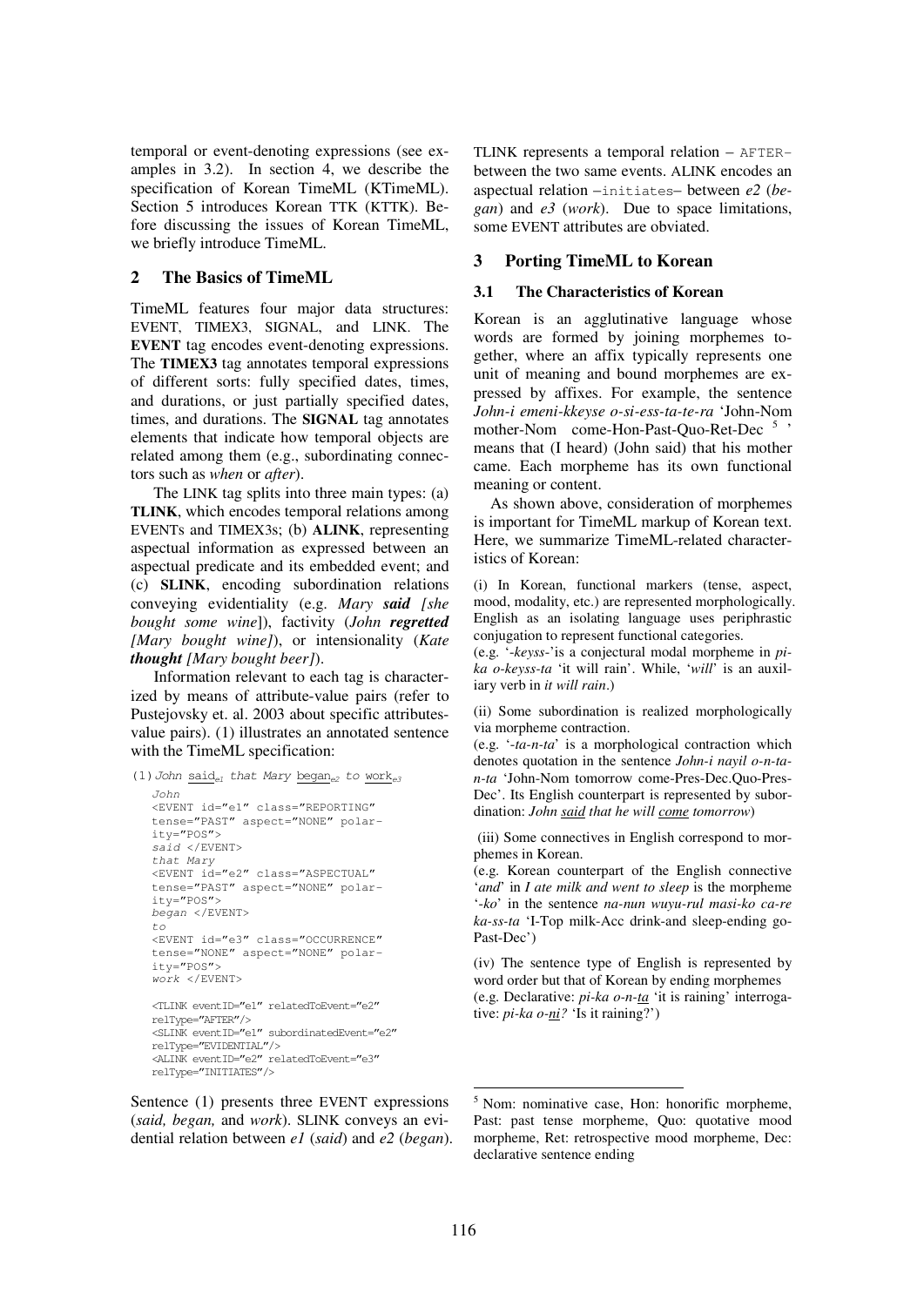temporal or event-denoting expressions (see examples in 3.2). In section 4, we describe the specification of Korean TimeML (KTimeML). Section 5 introduces Korean TTK (KTTK). Before discussing the issues of Korean TimeML, we briefly introduce TimeML.

## 2 The Basics of TimeML

TimeML features four major data structures: EVENT, TIMEX3, SIGNAL, and LINK. The **EVENT** tag encodes event-denoting expressions. The **TIMEX3** tag annotates temporal expressions of different sorts: fully specified dates, times, and durations, or just partially specified dates, times, and durations. The **SIGNAL** tag annotates elements that indicate how temporal objects are related among them (e.g., subordinating connectors such as *when* or *after*).

The LINK tag splits into three main types: (a) **TLINK**, which encodes temporal relations among EVENTs and TIMEX3s; (b) **ALINK**, representing aspectual information as expressed between an aspectual predicate and its embedded event; and (c) **SLINK**, encoding subordination relations conveying evidentiality (e.g. *Mary* ***said*** *[she bought some wine*]), factivity (*John* ***regretted*** *[Mary bought wine]*), or intensionality (*Kate* ***thought*** *[Mary bought beer]*).

Information relevant to each tag is characterized by means of attribute-value pairs (refer to Pustejovsky et. al. 2003 about specific attributes-value pairs). (1) illustrates an annotated sentence with the TimeML specification:

(1) *John* said$_{e1}$ *that Mary* began$_{e2}$ *to* work$_{e3}$

```
John
<EVENT id="e1" class="REPORTING"
tense="PAST" aspect="NONE" polar-
ity="POS">
said </EVENT>
that Mary
<EVENT id="e2" class="ASPECTUAL"
tense="PAST" aspect="NONE" polar-
ity="POS">
began </EVENT>
to
<EVENT id="e3" class="OCCURRENCE"
tense="NONE" aspect="NONE" polar-
ity="POS">
work </EVENT>

<TLINK eventID="e1" relatedToEvent="e2"
relType="AFTER"/>
<SLINK eventID="e1" subordinatedEvent="e2"
relType="EVIDENTIAL"/>
<ALINK eventID="e2" relatedToEvent="e3"
relType="INITIATES"/>
```

Sentence (1) presents three EVENT expressions (*said, began,* and *work*). SLINK conveys an evidential relation between *e1* (*said*) and *e2* (*began*). TLINK represents a temporal relation – AFTER– between the two same events. ALINK encodes an aspectual relation –initiates– between *e2* (*began*) and *e3* (*work*). Due to space limitations, some EVENT attributes are obviated.

## 3 Porting TimeML to Korean

### 3.1 The Characteristics of Korean

Korean is an agglutinative language whose words are formed by joining morphemes together, where an affix typically represents one unit of meaning and bound morphemes are expressed by affixes. For example, the sentence *John-i emeni-kkeyse o-si-ess-ta-te-ra* 'John-Nom mother-Nom come-Hon-Past-Quo-Ret-Dec [5] ', means that (I heard) (John said) that his mother came. Each morpheme has its own functional meaning or content.

As shown above, consideration of morphemes is important for TimeML markup of Korean text. Here, we summarize TimeML-related characteristics of Korean:

(i) In Korean, functional markers (tense, aspect, mood, modality, etc.) are represented morphologically. English as an isolating language uses periphrastic conjugation to represent functional categories.
(e.g. '*-keyss-*'is a conjectural modal morpheme in *pika o-keyss-ta* 'it will rain'. While, '*will*' is an auxiliary verb in *it will rain*.)

(ii) Some subordination is realized morphologically via morpheme contraction.
(e.g. '*-ta-n-ta*' is a morphological contraction which denotes quotation in the sentence *John-i nayil o-n-ta-n-ta* 'John-Nom tomorrow come-Pres-Dec.Quo-Pres-Dec'. Its English counterpart is represented by subordination: *John <u>said</u> that he will <u>come</u> tomorrow*)

(iii) Some connectives in English correspond to morphemes in Korean.
(e.g. Korean counterpart of the English connective '*and*' in *I ate milk and went to sleep* is the morpheme '*-ko*' in the sentence *na-nun wuyu-rul masi-ko ca-re ka-ss-ta* 'I-Top milk-Acc drink-and sleep-ending go-Past-Dec')

(iv) The sentence type of English is represented by word order but that of Korean by ending morphemes
(e.g. Declarative: *pi-ka o-n-<u>ta</u>* 'it is raining' interrogative: *pi-ka o-<u>ni</u>?* 'Is it raining?')

---

[5] Nom: nominative case, Hon: honorific morpheme, Past: past tense morpheme, Quo: quotative mood morpheme, Ret: retrospective mood morpheme, Dec: declarative sentence ending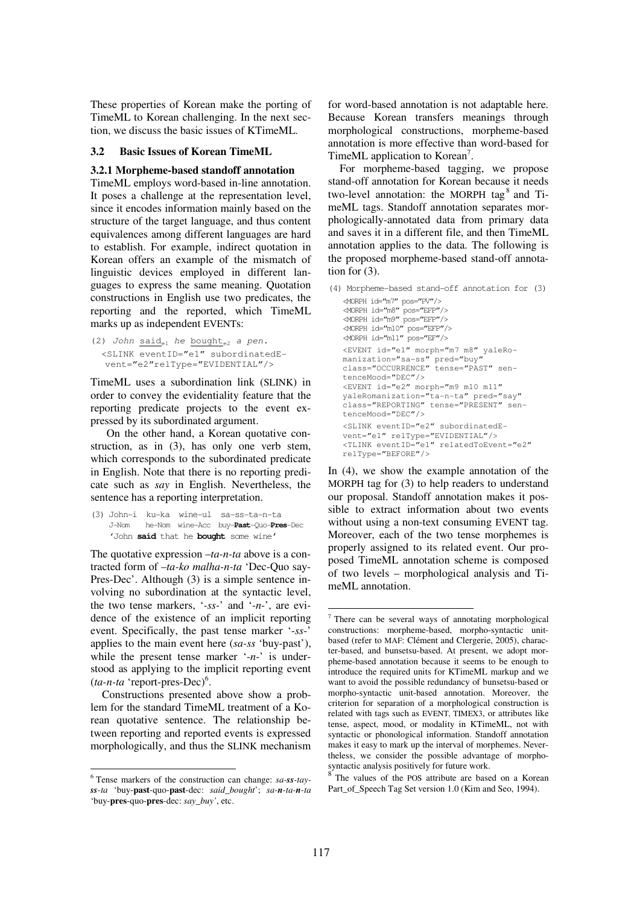These properties of Korean make the porting of TimeML to Korean challenging. In the next section, we discuss the basic issues of KTimeML.

### 3.2 Basic Issues of Korean TimeML

#### 3.2.1 Morpheme-based standoff annotation

TimeML employs word-based in-line annotation. It poses a challenge at the representation level, since it encodes information mainly based on the structure of the target language, and thus content equivalences among different languages are hard to establish. For example, indirect quotation in Korean offers an example of the mismatch of linguistic devices employed in different languages to express the same meaning. Quotation constructions in English use two predicates, the reporting and the reported, which TimeML marks up as independent EVENTs:

```
(2) John said_e1 he bought_e2 a pen.
  <SLINK eventID="e1" subordinatedE-
   vent="e2"relType="EVIDENTIAL"/>
```

TimeML uses a subordination link (SLINK) in order to convey the evidentiality feature that the reporting predicate projects to the event expressed by its subordinated argument.

On the other hand, a Korean quotative construction, as in (3), has only one verb stem, which corresponds to the subordinated predicate in English. Note that there is no reporting predicate such as *say* in English. Nevertheless, the sentence has a reporting interpretation.

```
(3) John-i  ku-ka  wine-ul  sa-ss-ta-n-ta
    J-Nom   he-Nom wine-Acc buy-Past-Quo-Pres-Dec
    'John said that he bought some wine'
```

The quotative expression *–ta-n-ta* above is a contracted form of *–ta-ko malha-n-ta* 'Dec-Quo say-Pres-Dec'. Although (3) is a simple sentence involving no subordination at the syntactic level, the two tense markers, '*-ss-*' and '*-n-*', are evidence of the existence of an implicit reporting event. Specifically, the past tense marker '*-ss-*' applies to the main event here (*sa-ss* 'buy-past'), while the present tense marker '*-n-*' is understood as applying to the implicit reporting event (*ta-n-ta* 'report-pres-Dec')[6].

Constructions presented above show a problem for the standard TimeML treatment of a Korean quotative sentence. The relationship between reporting and reported events is expressed morphologically, and thus the SLINK mechanism for word-based annotation is not adaptable here. Because Korean transfers meanings through morphological constructions, morpheme-based annotation is more effective than word-based for TimeML application to Korean[7].

For morpheme-based tagging, we propose stand-off annotation for Korean because it needs two-level annotation: the MORPH tag[8] and TimeML tags. Standoff annotation separates morphologically-annotated data from primary data and saves it in a different file, and then TimeML annotation applies to the data. The following is the proposed morpheme-based stand-off annotation for (3).

```
(4) Morpheme-based stand-off annotation for (3)
   <MORPH id="m7" pos="PV"/>
   <MORPH id="m8" pos="EFP"/>
   <MORPH id="m9" pos="EFP"/>
   <MORPH id="m10" pos="EFP"/>
   <MORPH id="m11" pos="EF"/>
   <EVENT id="e1" morph="m7 m8" yaleRo-
   manization="sa-ss" pred="buy"
   class="OCCURRENCE" tense="PAST" sen-
   tenceMood="DEC"/>
   <EVENT id="e2" morph="m9 m10 m11"
   yaleRomanization="ta-n-ta" pred="say"
   class="REPORTING" tense="PRESENT" sen-
   tenceMood="DEC"/>
   <SLINK eventID="e2" subordinatedE-
   vent="e1" relType="EVIDENTIAL"/>
   <TLINK eventID="e1" relatedToEvent="e2"
   relType="BEFORE"/>
```

In (4), we show the example annotation of the MORPH tag for (3) to help readers to understand our proposal. Standoff annotation makes it possible to extract information about two events without using a non-text consuming EVENT tag. Moreover, each of the two tense morphemes is properly assigned to its related event. Our proposed TimeML annotation scheme is composed of two levels – morphological analysis and TimeML annotation.

---

[6] Tense markers of the construction can change: *sa-**ss**-tay-**ss**-ta* 'buy-**past**-quo-**past**-dec: *said_bought*'; *sa-**n**-ta-**n**-ta* 'buy-**pres**-quo-**pres**-dec: *say_buy*', etc.

[7] There can be several ways of annotating morphological constructions: morpheme-based, morpho-syntactic unit-based (refer to MAF: Clément and Clergerie, 2005), character-based, and bunsetsu-based. At present, we adopt morpheme-based annotation because it seems to be enough to introduce the required units for KTimeML markup and we want to avoid the possible redundancy of bunsetsu-based or morpho-syntactic unit-based annotation. Moreover, the criterion for separation of a morphological construction is related with tags such as EVENT, TIMEX3, or attributes like tense, aspect, mood, or modality in KTimeML, not with syntactic or phonological information. Standoff annotation makes it easy to mark up the interval of morphemes. Nevertheless, we consider the possible advantage of morpho-syntactic analysis positively for future work.

[8] The values of the POS attribute are based on a Korean Part_of_Speech Tag Set version 1.0 (Kim and Seo, 1994).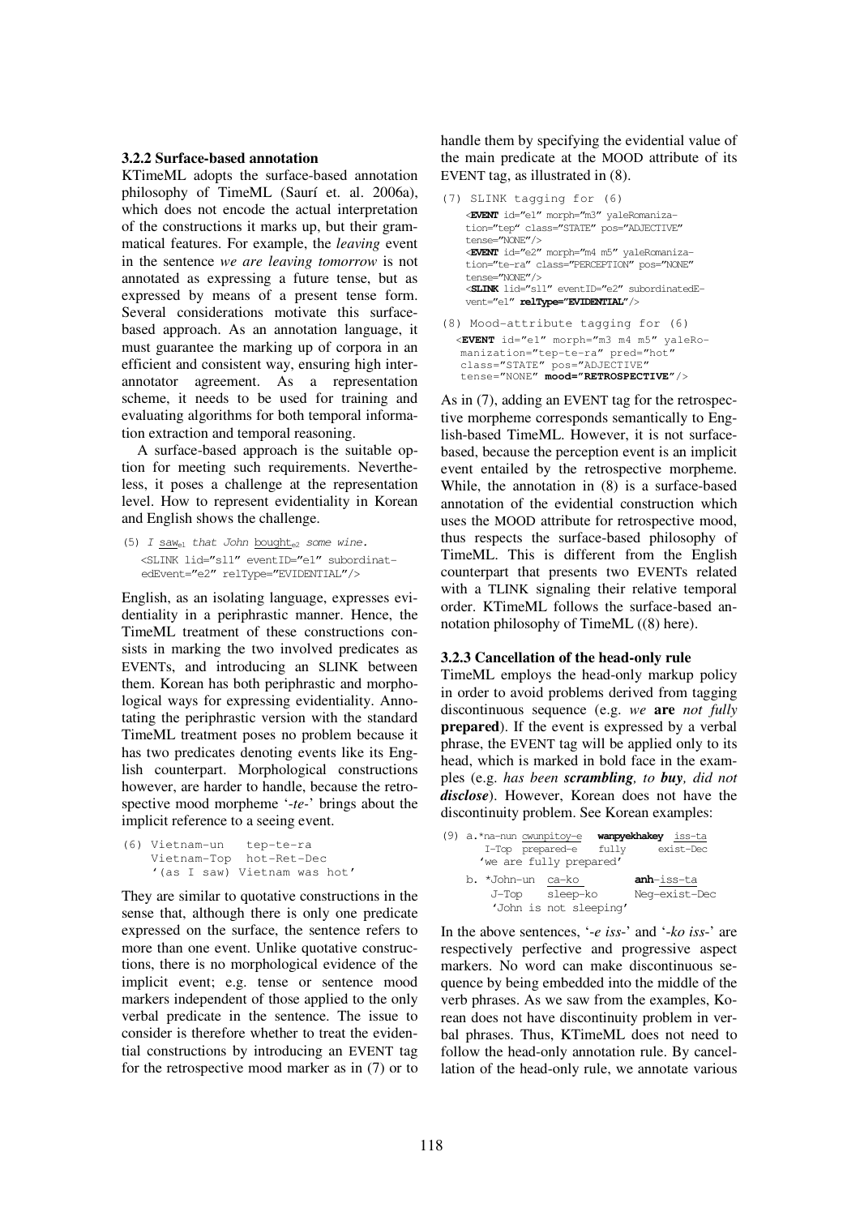### 3.2.2 Surface-based annotation

KTimeML adopts the surface-based annotation philosophy of TimeML (Saurí et. al. 2006a), which does not encode the actual interpretation of the constructions it marks up, but their grammatical features. For example, the *leaving* event in the sentence *we are leaving tomorrow* is not annotated as expressing a future tense, but as expressed by means of a present tense form. Several considerations motivate this surface-based approach. As an annotation language, it must guarantee the marking up of corpora in an efficient and consistent way, ensuring high inter-annotator agreement. As a representation scheme, it needs to be used for training and evaluating algorithms for both temporal information extraction and temporal reasoning.

A surface-based approach is the suitable option for meeting such requirements. Nevertheless, it poses a challenge at the representation level. How to represent evidentiality in Korean and English shows the challenge.

```
(5) I saw_e1 that John bought_e2 some wine.
    <SLINK lid="sl1" eventID="e1" subordinatedEvent="e2" relType="EVIDENTIAL"/>
```

English, as an isolating language, expresses evidentiality in a periphrastic manner. Hence, the TimeML treatment of these constructions consists in marking the two involved predicates as EVENTs, and introducing an SLINK between them. Korean has both periphrastic and morphological ways for expressing evidentiality. Annotating the periphrastic version with the standard TimeML treatment poses no problem because it has two predicates denoting events like its English counterpart. Morphological constructions however, are harder to handle, because the retrospective mood morpheme '*-te-*' brings about the implicit reference to a seeing event.

```
(6) Vietnam-un   tep-te-ra
    Vietnam-Top  hot-Ret-Dec
    '(as I saw) Vietnam was hot'
```

They are similar to quotative constructions in the sense that, although there is only one predicate expressed on the surface, the sentence refers to more than one event. Unlike quotative constructions, there is no morphological evidence of the implicit event; e.g. tense or sentence mood markers independent of those applied to the only verbal predicate in the sentence. The issue to consider is therefore whether to treat the evidential constructions by introducing an EVENT tag for the retrospective mood marker as in (7) or to handle them by specifying the evidential value of the main predicate at the MOOD attribute of its EVENT tag, as illustrated in (8).

```
(7) SLINK tagging for (6)
    <EVENT id="e1" morph="m3" yaleRomanization="tep" class="STATE" pos="ADJECTIVE" tense="NONE"/>
    <EVENT id="e2" morph="m4 m5" yaleRomanization="te-ra" class="PERCEPTION" pos="NONE" tense="NONE"/>
    <SLINK lid="sl1" eventID="e2" subordinatedEvent="e1" relType="EVIDENTIAL"/>

(8) Mood-attribute tagging for (6)
    <EVENT id="e1" morph="m3 m4 m5" yaleRomanization="tep-te-ra" pred="hot" class="STATE" pos="ADJECTIVE" tense="NONE" mood="RETROSPECTIVE"/>
```

As in (7), adding an EVENT tag for the retrospective morpheme corresponds semantically to English-based TimeML. However, it is not surface-based, because the perception event is an implicit event entailed by the retrospective morpheme. While, the annotation in (8) is a surface-based annotation of the evidential construction which uses the MOOD attribute for retrospective mood, thus respects the surface-based philosophy of TimeML. This is different from the English counterpart that presents two EVENTs related with a TLINK signaling their relative temporal order. KTimeML follows the surface-based annotation philosophy of TimeML ((8) here).

### 3.2.3 Cancellation of the head-only rule

TimeML employs the head-only markup policy in order to avoid problems derived from tagging discontinuous sequence (e.g. *we* **are** *not fully* **prepared**). If the event is expressed by a verbal phrase, the EVENT tag will be applied only to its head, which is marked in bold face in the examples (e.g. *has been* ***scrambling****, to* ***buy****, did not* ***disclose***). However, Korean does not have the discontinuity problem. See Korean examples:

```
(9) a.*na-nun cwunpitoy-e   wanpyekhakey  iss-ta
       I-Top  prepared-e    fully         exist-Dec
      'we are fully prepared'
    b. *John-un  ca-ko        anh-iss-ta
        J-Top    sleep-ko     Neg-exist-Dec
        'John is not sleeping'
```

In the above sentences, '*-e iss-*' and '*-ko iss-*' are respectively perfective and progressive aspect markers. No word can make discontinuous sequence by being embedded into the middle of the verb phrases. As we saw from the examples, Korean does not have discontinuity problem in verbal phrases. Thus, KTimeML does not need to follow the head-only annotation rule. By cancellation of the head-only rule, we annotate various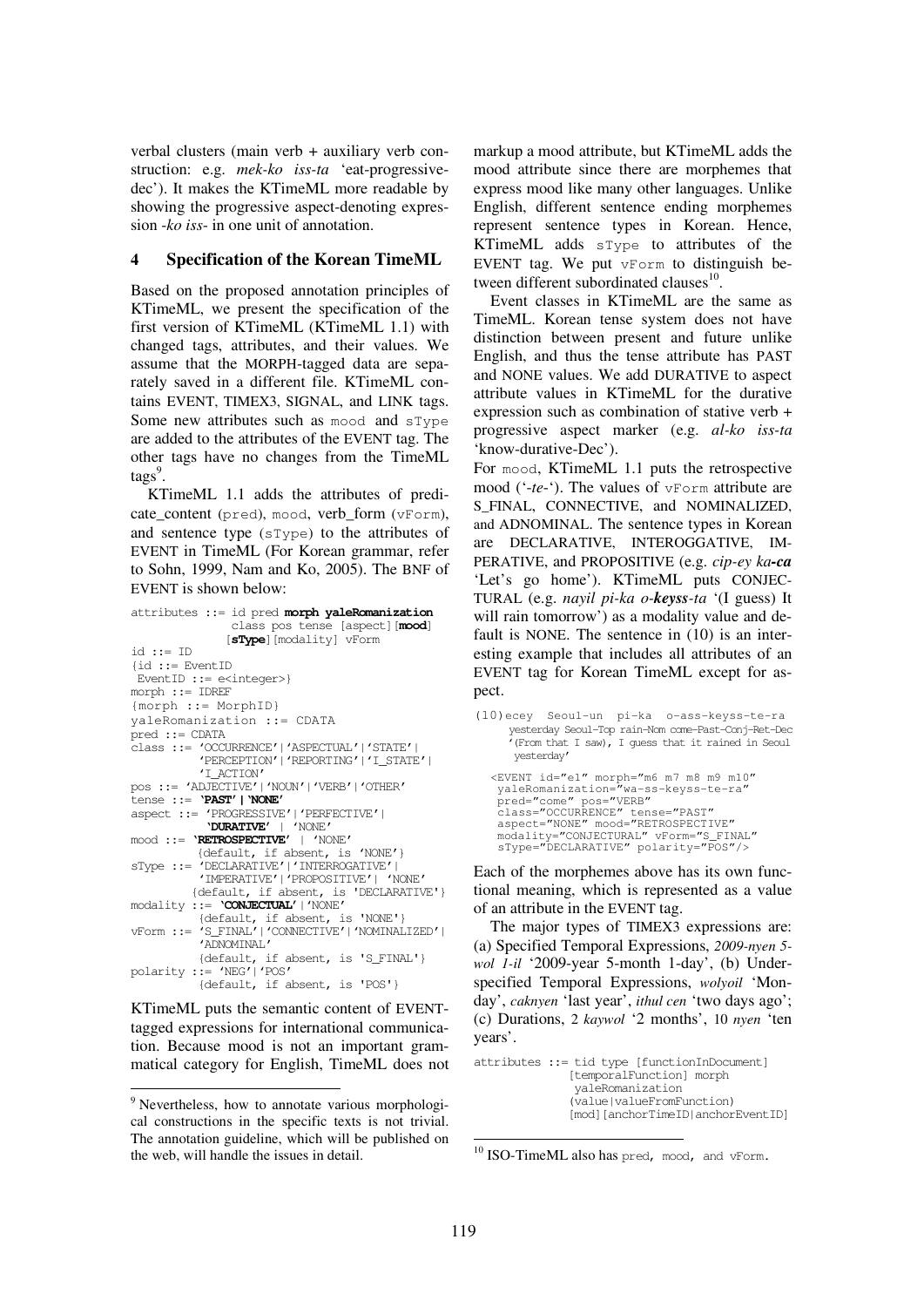verbal clusters (main verb + auxiliary verb construction: e.g. *mek-ko iss-ta* 'eat-progressive-dec'). It makes the KTimeML more readable by showing the progressive aspect-denoting expression *-ko iss-* in one unit of annotation.

## 4 Specification of the Korean TimeML

Based on the proposed annotation principles of KTimeML, we present the specification of the first version of KTimeML (KTimeML 1.1) with changed tags, attributes, and their values. We assume that the MORPH-tagged data are separately saved in a different file. KTimeML contains EVENT, TIMEX3, SIGNAL, and LINK tags. Some new attributes such as `mood` and `sType` are added to the attributes of the EVENT tag. The other tags have no changes from the TimeML tags[9].

KTimeML 1.1 adds the attributes of predicate_content (`pred`), `mood`, verb_form (`vForm`), and sentence type (`sType`) to the attributes of EVENT in TimeML (For Korean grammar, refer to Sohn, 1999, Nam and Ko, 2005). The BNF of EVENT is shown below:

```
attributes ::= id pred morph yaleRomanization
               class pos tense [aspect][mood]
               [sType][modality] vForm
id ::= ID
{id ::= EventID
 EventID ::= e<integer>}
morph ::= IDREF
{morph ::= MorphID}
yaleRomanization ::= CDATA
pred ::= CDATA
class ::= 'OCCURRENCE'|'ASPECTUAL'|'STATE'|
          'PERCEPTION'|'REPORTING'|'I_STATE'|
          'I_ACTION'
pos ::= 'ADJECTIVE'|'NOUN'|'VERB'|'OTHER'
tense ::= 'PAST'|'NONE'
aspect ::= 'PROGRESSIVE'|'PERFECTIVE'|
           'DURATIVE' | 'NONE'
mood ::= 'RETROSPECTIVE' | 'NONE'
         {default, if absent, is 'NONE'}
sType ::= 'DECLARATIVE'|'INTERROGATIVE'|
          'IMPERATIVE'|'PROPOSITIVE'| 'NONE'
         {default, if absent, is 'DECLARATIVE'}
modality ::= 'CONJECTUAL'|'NONE'
         {default, if absent, is 'NONE'}
vForm ::= 'S_FINAL'|'CONNECTIVE'|'NOMINALIZED'|
          'ADNOMINAL'
          {default, if absent, is 'S_FINAL'}
polarity ::= 'NEG'|'POS'
          {default, if absent, is 'POS'}
```

KTimeML puts the semantic content of EVENT-tagged expressions for international communication. Because mood is not an important grammatical category for English, TimeML does not markup a mood attribute, but KTimeML adds the mood attribute since there are morphemes that express mood like many other languages. Unlike English, different sentence ending morphemes represent sentence types in Korean. Hence, KTimeML adds `sType` to attributes of the EVENT tag. We put `vForm` to distinguish between different subordinated clauses[10].

Event classes in KTimeML are the same as TimeML. Korean tense system does not have distinction between present and future unlike English, and thus the tense attribute has PAST and NONE values. We add DURATIVE to aspect attribute values in KTimeML for the durative expression such as combination of stative verb + progressive aspect marker (e.g. *al-ko iss-ta* 'know-durative-Dec').

For `mood`, KTimeML 1.1 puts the retrospective mood ('*-te-*'). The values of `vForm` attribute are S_FINAL, CONNECTIVE, and NOMINALIZED, and ADNOMINAL. The sentence types in Korean are DECLARATIVE, INTEROGGATIVE, IMPERATIVE, and PROPOSITIVE (e.g. *cip-ey ka**-ca*** 'Let's go home'). KTimeML puts CONJECTURAL (e.g. *nayil pi-ka o-**keyss**-ta* '(I guess) It will rain tomorrow') as a modality value and default is NONE. The sentence in (10) is an interesting example that includes all attributes of an EVENT tag for Korean TimeML except for aspect.

```
(10)ecey  Seoul-un  pi-ka  o-ass-keyss-te-ra
     yesterday Seoul-Top rain-Nom come-Past-Conj-Ret-Dec
     '(From that I saw), I guess that it rained in Seoul
     yesterday'

  <EVENT id="e1" morph="m6 m7 m8 m9 m10"
   yaleRomanization="wa-ss-keyss-te-ra"
   pred="come" pos="VERB"
   class="OCCURRENCE" tense="PAST"
   aspect="NONE" mood="RETROSPECTIVE"
   modality="CONJECTURAL" vForm="S_FINAL"
   sType="DECLARATIVE" polarity="POS"/>
```

Each of the morphemes above has its own functional meaning, which is represented as a value of an attribute in the EVENT tag.

The major types of TIMEX3 expressions are: (a) Specified Temporal Expressions, *2009-nyen 5-wol 1-il* '2009-year 5-month 1-day', (b) Underspecified Temporal Expressions, *wolyoil* 'Monday', *caknyen* 'last year', *ithul cen* 'two days ago'; (c) Durations, 2 *kaywol* '2 months', 10 *nyen* 'ten years'.

```
attributes ::= tid type [functionInDocument]
               [temporalFunction] morph
                yaleRomanization
               (value|valueFromFunction)
               [mod][anchorTimeID|anchorEventID]
```

[9] Nevertheless, how to annotate various morphological constructions in the specific texts is not trivial. The annotation guideline, which will be published on the web, will handle the issues in detail.

[10] ISO-TimeML also has `pred`, `mood`, and `vForm`.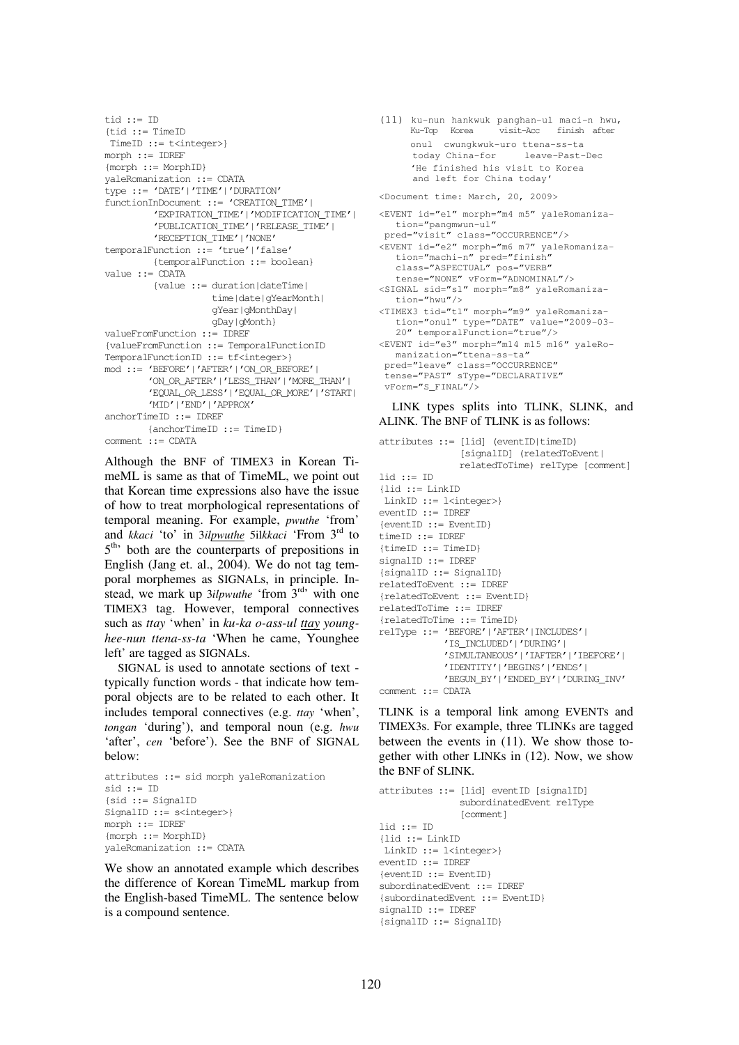```
tid ::= ID
{tid ::= TimeID
 TimeID ::= t<integer>}
morph ::= IDREF
{morph ::= MorphID}
yaleRomanization ::= CDATA
type ::= 'DATE'|'TIME'|'DURATION'
functionInDocument ::= 'CREATION_TIME'|
        'EXPIRATION_TIME'|'MODIFICATION_TIME'|
        'PUBLICATION_TIME'|'RELEASE_TIME'|
        'RECEPTION_TIME'|'NONE'
temporalFunction ::= 'true'|'false'
        {temporalFunction ::= boolean}
value ::= CDATA
        {value ::= duration|dateTime|
                   time|date|gYearMonth|
                   gYear|gMonthDay|
                   gDay|gMonth}
valueFromFunction ::= IDREF
{valueFromFunction ::= TemporalFunctionID
TemporalFunctionID ::= tf<integer>}
mod ::= 'BEFORE'|'AFTER'|'ON_OR_BEFORE'|
        'ON_OR_AFTER'|'LESS_THAN'|'MORE_THAN'|
        'EQUAL_OR_LESS'|'EQUAL_OR_MORE'|'START|
        'MID'|'END'|'APPROX'
anchorTimeID ::= IDREF
        {anchorTimeID ::= TimeID}
comment ::= CDATA
```

Although the BNF of TIMEX3 in Korean TimeML is same as that of TimeML, we point out that Korean time expressions also have the issue of how to treat morphological representations of temporal meaning. For example, *pwuthe* 'from' and *kkaci* 'to' in 3*ilpwuthe* 5il*kkaci* 'From 3rd to 5th' both are the counterparts of prepositions in English (Jang et. al., 2004). We do not tag temporal morphemes as SIGNALs, in principle. Instead, we mark up 3*ilpwuthe* 'from 3rd' with one TIMEX3 tag. However, temporal connectives such as *ttay* 'when' in *ku-ka o-ass-ul ttay younghee-nun ttena-ss-ta* 'When he came, Younghee left' are tagged as SIGNALs.

SIGNAL is used to annotate sections of text - typically function words - that indicate how temporal objects are to be related to each other. It includes temporal connectives (e.g. *ttay* 'when', *tongan* 'during'), and temporal noun (e.g. *hwu* 'after', *cen* 'before'). See the BNF of SIGNAL below:

```
attributes ::= sid morph yaleRomanization
sid ::= ID
{sid ::= SignalID
SignalID ::= s<integer>}
morph ::= IDREF
{morph ::= MorphID}
yaleRomanization ::= CDATA
```

We show an annotated example which describes the difference of Korean TimeML markup from the English-based TimeML. The sentence below is a compound sentence.

```
(11) ku-nun hankwuk panghan-ul maci-n hwu,
     Ku-Top  Korea     visit-Acc   finish  after
     onul  cwungkwuk-uro ttena-ss-ta
     today China-for      leave-Past-Dec
     'He finished his visit to Korea
     and left for China today'
```

```
<Document time: March, 20, 2009>
<EVENT id="e1" morph="m4 m5" yaleRomanization="pangmwun-ul"
 pred="visit" class="OCCURRENCE"/>
<EVENT id="e2" morph="m6 m7" yaleRomanization="machi-n" pred="finish"
   class="ASPECTUAL" pos="VERB"
   tense="NONE" vForm="ADNOMINAL"/>
<SIGNAL sid="s1" morph="m8" yaleRomanization="hwu"/>
<TIMEX3 tid="t1" morph="m9" yaleRomanization="onul" type="DATE" value="2009-03-20" temporalFunction="true"/>
<EVENT id="e3" morph="m14 m15 m16" yaleRomanization="ttena-ss-ta"
 pred="leave" class="OCCURRENCE"
 tense="PAST" sType="DECLARATIVE"
 vForm="S_FINAL"/>
```

LINK types splits into TLINK, SLINK, and ALINK. The BNF of TLINK is as follows:

```
attributes ::= [lid] (eventID|timeID)
               [signalID] (relatedToEvent|
               relatedToTime) relType [comment]
lid ::= ID
{lid ::= LinkID
 LinkID ::= l<integer>}
eventID ::= IDREF
{eventID ::= EventID}
timeID ::= IDREF
{timeID ::= TimeID}
signalID ::= IDREF
{signalID ::= SignalID}
relatedToEvent ::= IDREF
{relatedToEvent ::= EventID}
relatedToTime ::= IDREF
{relatedToTime ::= TimeID}
relType ::= 'BEFORE'|'AFTER'|'INCLUDES'|
            'IS_INCLUDED'|'DURING'|
            'SIMULTANEOUS'|'IAFTER'|'IBEFORE'|
            'IDENTITY'|'BEGINS'|'ENDS'|
            'BEGUN_BY'|'ENDED_BY'|'DURING_INV'
comment ::= CDATA
```

TLINK is a temporal link among EVENTs and TIMEX3s. For example, three TLINKs are tagged between the events in (11). We show those together with other LINKs in (12). Now, we show the BNF of SLINK.

```
attributes ::= [lid] eventID [signalID]
               subordinatedEvent relType
               [comment]
lid ::= ID
{lid ::= LinkID
 LinkID ::= l<integer>}
eventID ::= IDREF
{eventID ::= EventID}
subordinatedEvent ::= IDREF
{subordinatedEvent ::= EventID}
signalID ::= IDREF
{signalID ::= SignalID}
```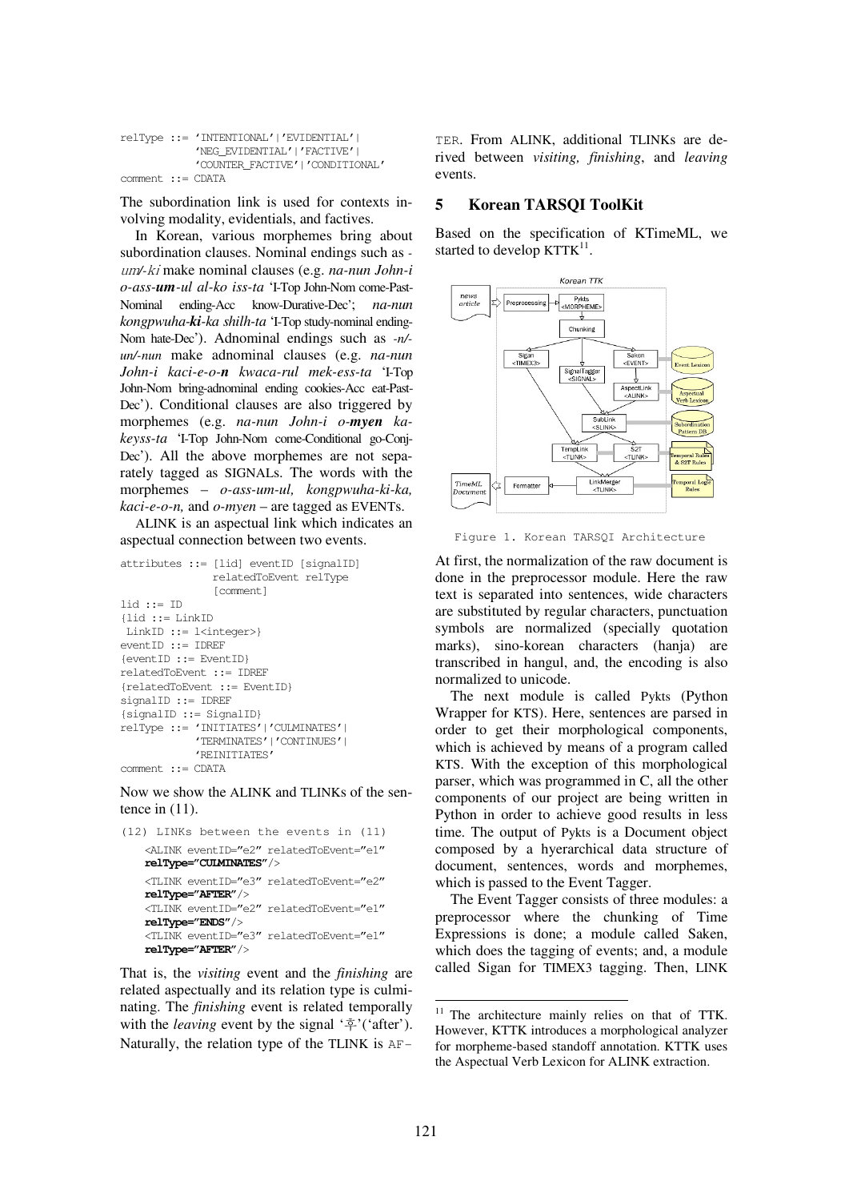```
relType ::= 'INTENTIONAL'|'EVIDENTIAL'|
           'NEG_EVIDENTIAL'|'FACTIVE'|
           'COUNTER_FACTIVE'|'CONDITIONAL'
comment ::= CDATA
```

The subordination link is used for contexts involving modality, evidentials, and factives.

In Korean, various morphemes bring about subordination clauses. Nominal endings such as *-um/-ki* make nominal clauses (e.g. *na-nun John-i o-ass-**um**-ul al-ko iss-ta* 'I-Top John-Nom come-Past-Nominal ending-Acc know-Durative-Dec'; *na-nun kongpwuha-**ki**-ka shilh-ta* 'I-Top study-nominal ending-Nom hate-Dec'). Adnominal endings such as *-n/-un/-nun* make adnominal clauses (e.g. *na-nun John-i kaci-e-o-**n** kwaca-rul mek-ess-ta* 'I-Top John-Nom bring-adnominal ending cookies-Acc eat-Past-Dec'). Conditional clauses are also triggered by morphemes (e.g. *na-nun John-i o-**myen** ka-keyss-ta* 'I-Top John-Nom come-Conditional go-Conj-Dec'). All the above morphemes are not separately tagged as SIGNALs. The words with the morphemes – *o-ass-um-ul, kongpwuha-ki-ka, kaci-e-o-n,* and *o-myen* – are tagged as EVENTs.

ALINK is an aspectual link which indicates an aspectual connection between two events.

```
attributes ::= [lid] eventID [signalID]
               relatedToEvent relType
               [comment]
lid ::= ID
{lid ::= LinkID
 LinkID ::= l<integer>}
eventID ::= IDREF
{eventID ::= EventID}
relatedToEvent ::= IDREF
{relatedToEvent ::= EventID}
signalID ::= IDREF
{signalID ::= SignalID}
relType ::= 'INITIATES'|'CULMINATES'|
           'TERMINATES'|'CONTINUES'|
           'REINITIATES'
comment ::= CDATA
```

Now we show the ALINK and TLINKs of the sentence in (11).

```
(12) LINKs between the events in (11)
    <ALINK eventID="e2" relatedToEvent="e1"
    relType="CULMINATES"/>
    <TLINK eventID="e3" relatedToEvent="e2"
    relType="AFTER"/>
    <TLINK eventID="e2" relatedToEvent="e1"
    relType="ENDS"/>
    <TLINK eventID="e3" relatedToEvent="e1"
    relType="AFTER"/>
```

That is, the *visiting* event and the *finishing* are related aspectually and its relation type is culminating. The *finishing* event is related temporally with the *leaving* event by the signal '후'('after'). Naturally, the relation type of the TLINK is AFTER. From ALINK, additional TLINKs are derived between *visiting, finishing*, and *leaving* events.

## 5 Korean TARSQI ToolKit

Based on the specification of KTimeML, we started to develop KTTK[11].

Figure 1. Korean TARSQI Architecture

At first, the normalization of the raw document is done in the preprocessor module. Here the raw text is separated into sentences, wide characters are substituted by regular characters, punctuation symbols are normalized (specially quotation marks), sino-korean characters (hanja) are transcribed in hangul, and, the encoding is also normalized to unicode.

The next module is called Pykts (Python Wrapper for KTS). Here, sentences are parsed in order to get their morphological components, which is achieved by means of a program called KTS. With the exception of this morphological parser, which was programmed in C, all the other components of our project are being written in Python in order to achieve good results in less time. The output of Pykts is a Document object composed by a hyerarchical data structure of document, sentences, words and morphemes, which is passed to the Event Tagger.

The Event Tagger consists of three modules: a preprocessor where the chunking of Time Expressions is done; a module called Saken, which does the tagging of events; and, a module called Sigan for TIMEX3 tagging. Then, LINK

[11] The architecture mainly relies on that of TTK. However, KTTK introduces a morphological analyzer for morpheme-based standoff annotation. KTTK uses the Aspectual Verb Lexicon for ALINK extraction.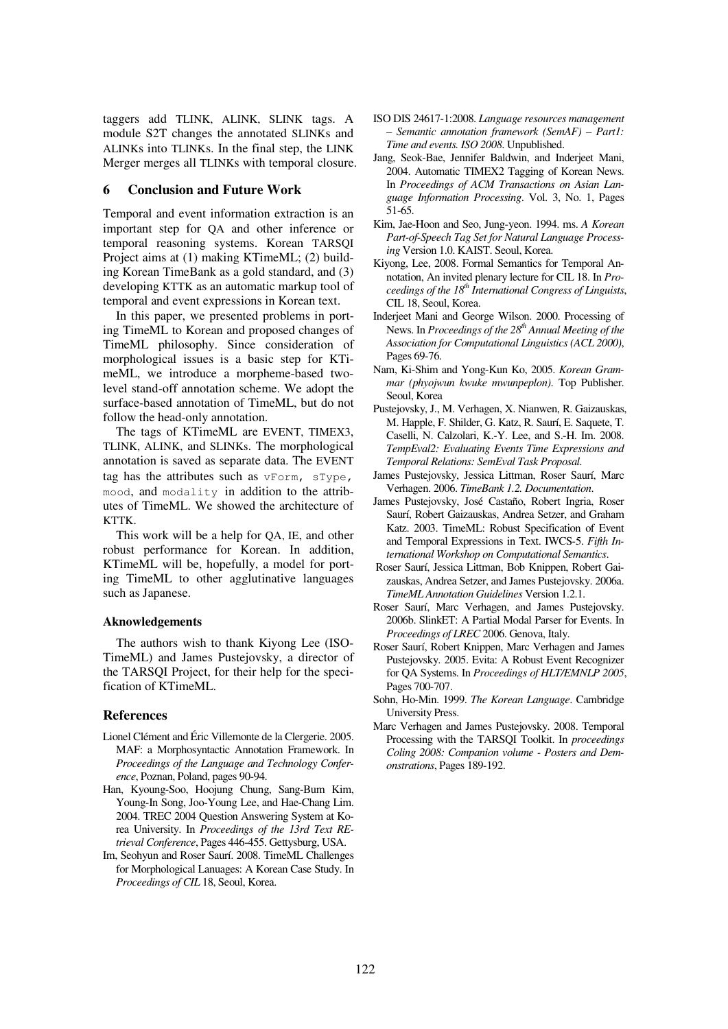taggers add TLINK, ALINK, SLINK tags. A module S2T changes the annotated SLINKs and ALINKs into TLINKs. In the final step, the LINK Merger merges all TLINKs with temporal closure.

## 6 Conclusion and Future Work

Temporal and event information extraction is an important step for QA and other inference or temporal reasoning systems. Korean TARSQI Project aims at (1) making KTimeML; (2) building Korean TimeBank as a gold standard, and (3) developing KTTK as an automatic markup tool of temporal and event expressions in Korean text.

In this paper, we presented problems in porting TimeML to Korean and proposed changes of TimeML philosophy. Since consideration of morphological issues is a basic step for KTimeML, we introduce a morpheme-based two-level stand-off annotation scheme. We adopt the surface-based annotation of TimeML, but do not follow the head-only annotation.

The tags of KTimeML are EVENT, TIMEX3, TLINK, ALINK, and SLINKs. The morphological annotation is saved as separate data. The EVENT tag has the attributes such as `vForm`, `sType`, `mood`, and `modality` in addition to the attributes of TimeML. We showed the architecture of KTTK.

This work will be a help for QA, IE, and other robust performance for Korean. In addition, KTimeML will be, hopefully, a model for porting TimeML to other agglutinative languages such as Japanese.

### Aknowledgements

The authors wish to thank Kiyong Lee (ISO-TimeML) and James Pustejovsky, a director of the TARSQI Project, for their help for the specification of KTimeML.

## References

Lionel Clément and Éric Villemonte de la Clergerie. 2005. MAF: a Morphosyntactic Annotation Framework. In *Proceedings of the Language and Technology Conference*, Poznan, Poland, pages 90-94.

Han, Kyoung-Soo, Hoojung Chung, Sang-Bum Kim, Young-In Song, Joo-Young Lee, and Hae-Chang Lim. 2004. TREC 2004 Question Answering System at Korea University. In *Proceedings of the 13rd Text REtrieval Conference*, Pages 446-455. Gettysburg, USA.

Im, Seohyun and Roser Saurí. 2008. TimeML Challenges for Morphological Lanuages: A Korean Case Study. In *Proceedings of CIL* 18, Seoul, Korea.

ISO DIS 24617-1:2008. *Language resources management – Semantic annotation framework (SemAF) – Part1: Time and events. ISO 2008*. Unpublished.

Jang, Seok-Bae, Jennifer Baldwin, and Inderjeet Mani, 2004. Automatic TIMEX2 Tagging of Korean News. In *Proceedings of ACM Transactions on Asian Language Information Processing*. Vol. 3, No. 1, Pages 51-65.

Kim, Jae-Hoon and Seo, Jung-yeon. 1994. ms. *A Korean Part-of-Speech Tag Set for Natural Language Processing* Version 1.0. KAIST. Seoul, Korea.

Kiyong, Lee, 2008. Formal Semantics for Temporal Annotation, An invited plenary lecture for CIL 18. In *Proceedings of the 18th International Congress of Linguists*, CIL 18, Seoul, Korea.

Inderjeet Mani and George Wilson. 2000. Processing of News. In *Proceedings of the 28th Annual Meeting of the Association for Computational Linguistics (ACL 2000)*, Pages 69-76.

Nam, Ki-Shim and Yong-Kun Ko, 2005. *Korean Grammar (phyojwun kwuke mwunpeplon)*. Top Publisher. Seoul, Korea

Pustejovsky, J., M. Verhagen, X. Nianwen, R. Gaizauskas, M. Happle, F. Shilder, G. Katz, R. Saurí, E. Saquete, T. Caselli, N. Calzolari, K.-Y. Lee, and S.-H. Im. 2008. *TempEval2: Evaluating Events Time Expressions and Temporal Relations: SemEval Task Proposal*.

James Pustejovsky, Jessica Littman, Roser Saurí, Marc Verhagen. 2006. *TimeBank 1.2. Documentation*.

James Pustejovsky, José Castaño, Robert Ingria, Roser Saurí, Robert Gaizauskas, Andrea Setzer, and Graham Katz. 2003. TimeML: Robust Specification of Event and Temporal Expressions in Text. IWCS-5. *Fifth International Workshop on Computational Semantics*.

Roser Saurí, Jessica Littman, Bob Knippen, Robert Gaizauskas, Andrea Setzer, and James Pustejovsky. 2006a. *TimeML Annotation Guidelines* Version 1.2.1.

Roser Saurí, Marc Verhagen, and James Pustejovsky. 2006b. SlinkET: A Partial Modal Parser for Events. In *Proceedings of LREC* 2006. Genova, Italy.

Roser Saurí, Robert Knippen, Marc Verhagen and James Pustejovsky. 2005. Evita: A Robust Event Recognizer for QA Systems. In *Proceedings of HLT/EMNLP 2005*, Pages 700-707.

Sohn, Ho-Min. 1999. *The Korean Language*. Cambridge University Press.

Marc Verhagen and James Pustejovsky. 2008. Temporal Processing with the TARSQI Toolkit. In *proceedings Coling 2008: Companion volume - Posters and Demonstrations*, Pages 189-192.